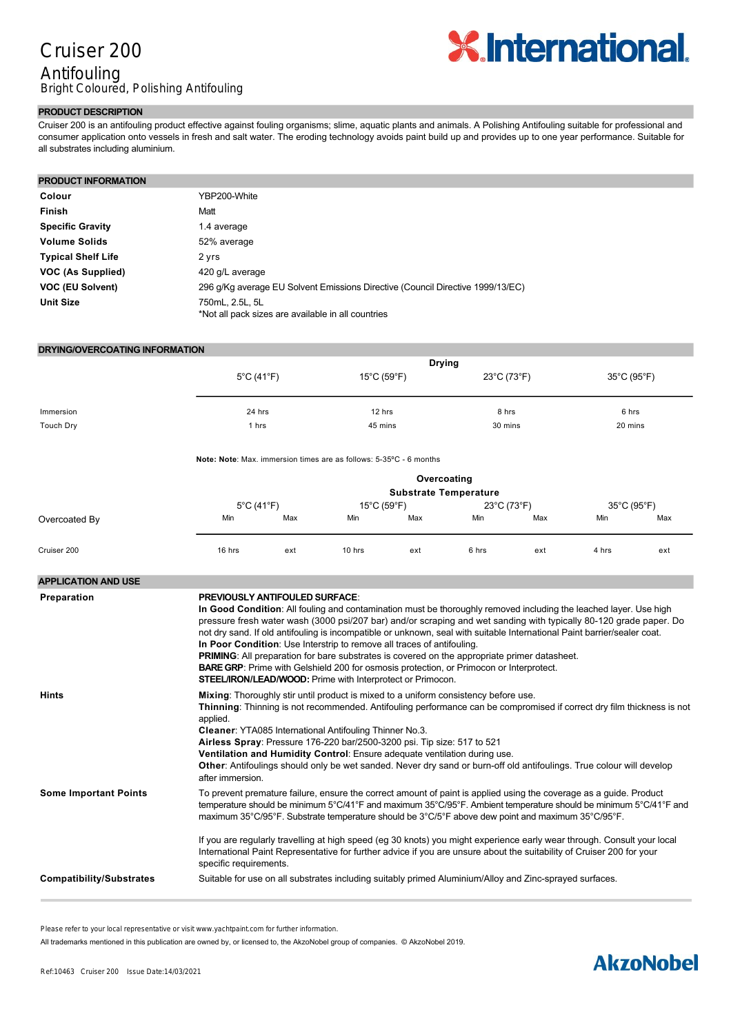# Cruiser 200

## Antifouling

Bright Coloured, Polishing Antifouling

## PRODUCT DESCRIPTION

Cruiser 200 is an antifouling product effective against fouling organisms; slime, aquatic plants and animals. A Polishing Antifouling suitable for professional and consumer application onto vessels in fresh and salt water. The eroding technology avoids paint build up and provides up to one year performance. Suitable for all substrates including aluminium.

## PRODUCT INFORMATION

| | |
|---|---|
| **Colour** | YBP200-White |
| **Finish** | Matt |
| **Specific Gravity** | 1.4 average |
| **Volume Solids** | 52% average |
| **Typical Shelf Life** | 2 yrs |
| **VOC (As Supplied)** | 420 g/L average |
| **VOC (EU Solvent)** | 296 g/Kg average EU Solvent Emissions Directive (Council Directive 1999/13/EC) |
| **Unit Size** | 750mL, 2.5L, 5L<br>*Not all pack sizes are available in all countries |

## DRYING/OVERCOATING INFORMATION

| | Drying | | | |
|---|---|---|---|---|
| | 5°C (41°F) | 15°C (59°F) | 23°C (73°F) | 35°C (95°F) |
| Immersion | 24 hrs | 12 hrs | 8 hrs | 6 hrs |
| Touch Dry | 1 hrs | 45 mins | 30 mins | 20 mins |

**Note: Note**: Max. immersion times are as follows: 5-35°C - 6 months

| | Overcoating Substrate Temperature | | | | | | | |
|---|---|---|---|---|---|---|---|---|
| | 5°C (41°F) | | 15°C (59°F) | | 23°C (73°F) | | 35°C (95°F) | |
| Overcoated By | Min | Max | Min | Max | Min | Max | Min | Max |
| Cruiser 200 | 16 hrs | ext | 10 hrs | ext | 6 hrs | ext | 4 hrs | ext |

## APPLICATION AND USE

**Preparation**

**PREVIOUSLY ANTIFOULED SURFACE**:
**In Good Condition**: All fouling and contamination must be thoroughly removed including the leached layer. Use high pressure fresh water wash (3000 psi/207 bar) and/or scraping and wet sanding with typically 80-120 grade paper. Do not dry sand. If old antifouling is incompatible or unknown, seal with suitable International Paint barrier/sealer coat.
**In Poor Condition**: Use Interstrip to remove all traces of antifouling.
**PRIMING**: All preparation for bare substrates is covered on the appropriate primer datasheet.
**BARE GRP**: Prime with Gelshield 200 for osmosis protection, or Primocon or Interprotect.
**STEEL/IRON/LEAD/WOOD:** Prime with Interprotect or Primocon.

**Hints**

**Mixing**: Thoroughly stir until product is mixed to a uniform consistency before use.
**Thinning**: Thinning is not recommended. Antifouling performance can be compromised if correct dry film thickness is not applied.
**Cleaner**: YTA085 International Antifouling Thinner No.3.
**Airless Spray**: Pressure 176-220 bar/2500-3200 psi. Tip size: 517 to 521
**Ventilation and Humidity Control**: Ensure adequate ventilation during use.
**Other**: Antifoulings should only be wet sanded. Never dry sand or burn-off old antifoulings. True colour will develop after immersion.

**Some Important Points**

To prevent premature failure, ensure the correct amount of paint is applied using the coverage as a guide. Product temperature should be minimum 5°C/41°F and maximum 35°C/95°F. Ambient temperature should be minimum 5°C/41°F and maximum 35°C/95°F. Substrate temperature should be 3°C/5°F above dew point and maximum 35°C/95°F.

If you are regularly travelling at high speed (eg 30 knots) you might experience early wear through. Consult your local International Paint Representative for further advice if you are unsure about the suitability of Cruiser 200 for your specific requirements.

**Compatibility/Substrates**

Suitable for use on all substrates including suitably primed Aluminium/Alloy and Zinc-sprayed surfaces.

Please refer to your local representative or visit www.yachtpaint.com for further information.

All trademarks mentioned in this publication are owned by, or licensed to, the AkzoNobel group of companies. © AkzoNobel 2019.

Ref:10463 Cruiser 200 Issue Date:14/03/2021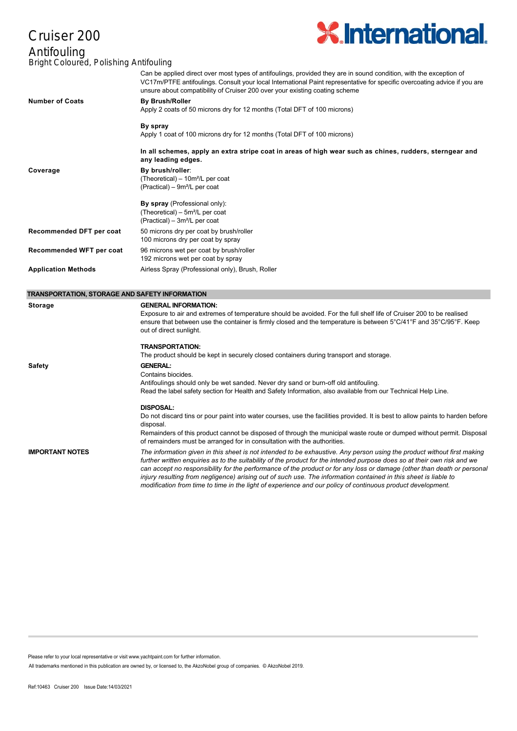# Cruiser 200

## Antifouling

### Bright Coloured, Polishing Antifouling

| | |
|---|---|
| | Can be applied direct over most types of antifoulings, provided they are in sound condition, with the exception of VC17m/PTFE antifoulings. Consult your local International Paint representative for specific overcoating advice if you are unsure about compatibility of Cruiser 200 over your existing coating scheme |
| **Number of Coats** | **By Brush/Roller**<br>Apply 2 coats of 50 microns dry for 12 months (Total DFT of 100 microns)<br><br>**By spray**<br>Apply 1 coat of 100 microns dry for 12 months (Total DFT of 100 microns)<br><br>**In all schemes, apply an extra stripe coat in areas of high wear such as chines, rudders, sterngear and any leading edges.** |
| **Coverage** | **By brush/roller**:<br>(Theoretical) – 10m²/L per coat<br>(Practical) – 9m²/L per coat<br><br>**By spray** (Professional only):<br>(Theoretical) – 5m²/L per coat<br>(Practical) – 3m²/L per coat |
| **Recommended DFT per coat** | 50 microns dry per coat by brush/roller<br>100 microns dry per coat by spray |
| **Recommended WFT per coat** | 96 microns wet per coat by brush/roller<br>192 microns wet per coat by spray |
| **Application Methods** | Airless Spray (Professional only), Brush, Roller |

## TRANSPORTATION, STORAGE AND SAFETY INFORMATION

| | |
|---|---|
| **Storage** | **GENERAL INFORMATION:**<br>Exposure to air and extremes of temperature should be avoided. For the full shelf life of Cruiser 200 to be realised ensure that between use the container is firmly closed and the temperature is between 5°C/41°F and 35°C/95°F. Keep out of direct sunlight.<br><br>**TRANSPORTATION:**<br>The product should be kept in securely closed containers during transport and storage. |
| **Safety** | **GENERAL:**<br>Contains biocides.<br>Antifoulings should only be wet sanded. Never dry sand or burn-off old antifouling.<br>Read the label safety section for Health and Safety Information, also available from our Technical Help Line.<br><br>**DISPOSAL:**<br>Do not discard tins or pour paint into water courses, use the facilities provided. It is best to allow paints to harden before disposal.<br>Remainders of this product cannot be disposed of through the municipal waste route or dumped without permit. Disposal of remainders must be arranged for in consultation with the authorities. |
| **IMPORTANT NOTES** | *The information given in this sheet is not intended to be exhaustive. Any person using the product without first making further written enquiries as to the suitability of the product for the intended purpose does so at their own risk and we can accept no responsibility for the performance of the product or for any loss or damage (other than death or personal injury resulting from negligence) arising out of such use. The information contained in this sheet is liable to modification from time to time in the light of experience and our policy of continuous product development.* |

Please refer to your local representative or visit www.yachtpaint.com for further information.

All trademarks mentioned in this publication are owned by, or licensed to, the AkzoNobel group of companies. © AkzoNobel 2019.

Ref:10463 Cruiser 200 Issue Date:14/03/2021